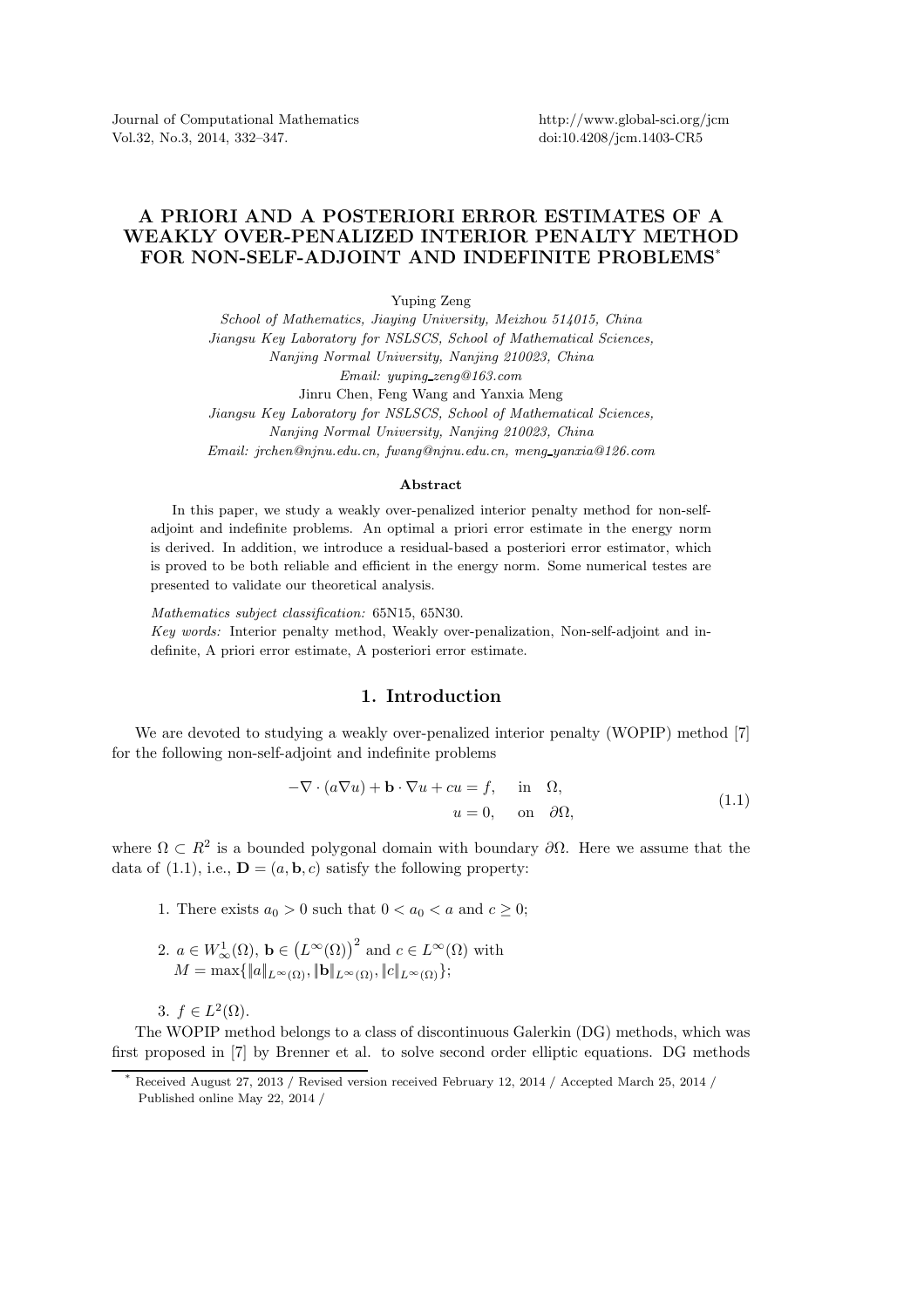# A PRIORI AND A POSTERIORI ERROR ESTIMATES OF A WEAKLY OVER-PENALIZED INTERIOR PENALTY METHOD FOR NON-SELF-ADJOINT AND INDEFINITE PROBLEMS*

Yuping Zeng

*School of Mathematics, Jiaying University, Meizhou 514015, China*
*Jiangsu Key Laboratory for NSLSCS, School of Mathematical Sciences, Nanjing Normal University, Nanjing 210023, China*
*Email: yuping_zeng@163.com*

Jinru Chen, Feng Wang and Yanxia Meng

*Jiangsu Key Laboratory for NSLSCS, School of Mathematical Sciences, Nanjing Normal University, Nanjing 210023, China*
*Email: jrchen@njnu.edu.cn, fwang@njnu.edu.cn, meng_yanxia@126.com*

### Abstract

In this paper, we study a weakly over-penalized interior penalty method for non-self-adjoint and indefinite problems. An optimal a priori error estimate in the energy norm is derived. In addition, we introduce a residual-based a posteriori error estimator, which is proved to be both reliable and efficient in the energy norm. Some numerical testes are presented to validate our theoretical analysis.

*Mathematics subject classification:* 65N15, 65N30.
*Key words:* Interior penalty method, Weakly over-penalization, Non-self-adjoint and indefinite, A priori error estimate, A posteriori error estimate.

## 1. Introduction

We are devoted to studying a weakly over-penalized interior penalty (WOPIP) method [7] for the following non-self-adjoint and indefinite problems

$$
\begin{aligned}
-\nabla \cdot (a\nabla u) + \mathbf{b} \cdot \nabla u + cu &= f, \quad \text{in} \quad \Omega, \\
u &= 0, \quad \text{on} \quad \partial\Omega,
\end{aligned}
\tag{1.1}
$$

where $\Omega \subset R^2$ is a bounded polygonal domain with boundary $\partial\Omega$. Here we assume that the data of (1.1), i.e., $\mathbf{D} = (a, \mathbf{b}, c)$ satisfy the following property:

1. There exists $a_0 > 0$ such that $0 < a_0 < a$ and $c \geq 0$;
2. $a \in W^1_\infty(\Omega)$, $\mathbf{b} \in \left(L^\infty(\Omega)\right)^2$ and $c \in L^\infty(\Omega)$ with $M = \max\{\|a\|_{L^\infty(\Omega)}, \|\mathbf{b}\|_{L^\infty(\Omega)}, \|c\|_{L^\infty(\Omega)}\}$;
3. $f \in L^2(\Omega)$.

The WOPIP method belongs to a class of discontinuous Galerkin (DG) methods, which was first proposed in [7] by Brenner et al. to solve second order elliptic equations. DG methods

* Received August 27, 2013 / Revised version received February 12, 2014 / Accepted March 25, 2014 / Published online May 22, 2014 /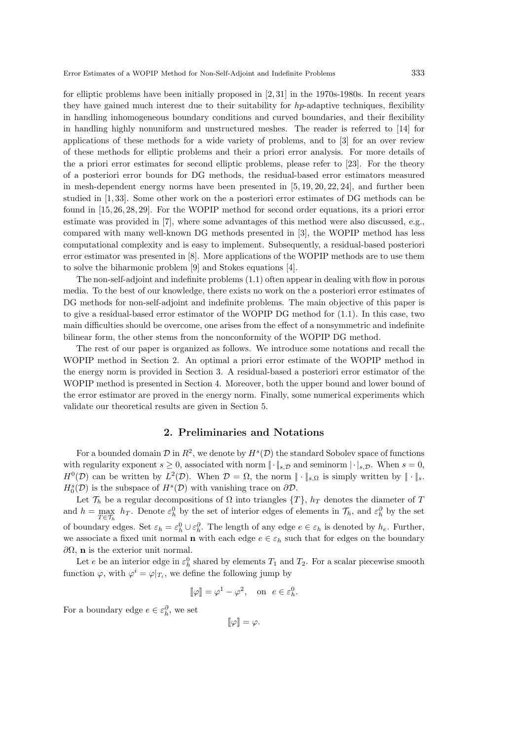for elliptic problems have been initially proposed in [2, 31] in the 1970s-1980s. In recent years they have gained much interest due to their suitability for $hp$-adaptive techniques, flexibility in handling inhomogeneous boundary conditions and curved boundaries, and their flexibility in handling highly nonuniform and unstructured meshes. The reader is referred to [14] for applications of these methods for a wide variety of problems, and to [3] for an over review of these methods for elliptic problems and their a priori error analysis. For more details of the a priori error estimates for second elliptic problems, please refer to [23]. For the theory of a posteriori error bounds for DG methods, the residual-based error estimators measured in mesh-dependent energy norms have been presented in [5, 19, 20, 22, 24], and further been studied in [1, 33]. Some other work on the a posteriori error estimates of DG methods can be found in [15, 26, 28, 29]. For the WOPIP method for second order equations, its a priori error estimate was provided in [7], where some advantages of this method were also discussed, e.g., compared with many well-known DG methods presented in [3], the WOPIP method has less computational complexity and is easy to implement. Subsequently, a residual-based posteriori error estimator was presented in [8]. More applications of the WOPIP methods are to use them to solve the biharmonic problem [9] and Stokes equations [4].

The non-self-adjoint and indefinite problems (1.1) often appear in dealing with flow in porous media. To the best of our knowledge, there exists no work on the a posteriori error estimates of DG methods for non-self-adjoint and indefinite problems. The main objective of this paper is to give a residual-based error estimator of the WOPIP DG method for (1.1). In this case, two main difficulties should be overcome, one arises from the effect of a nonsymmetric and indefinite bilinear form, the other stems from the nonconformity of the WOPIP DG method.

The rest of our paper is organized as follows. We introduce some notations and recall the WOPIP method in Section 2. An optimal a priori error estimate of the WOPIP method in the energy norm is provided in Section 3. A residual-based a posteriori error estimator of the WOPIP method is presented in Section 4. Moreover, both the upper bound and lower bound of the error estimator are proved in the energy norm. Finally, some numerical experiments which validate our theoretical results are given in Section 5.

## 2. Preliminaries and Notations

For a bounded domain $\mathcal{D}$ in $R^2$, we denote by $H^s(\mathcal{D})$ the standard Sobolev space of functions with regularity exponent $s \geq 0$, associated with norm $\|\cdot\|_{s,\mathcal{D}}$ and seminorm $|\cdot|_{s,\mathcal{D}}$. When $s = 0$, $H^0(\mathcal{D})$ can be written by $L^2(\mathcal{D})$. When $\mathcal{D} = \Omega$, the norm $\|\cdot\|_{s,\Omega}$ is simply written by $\|\cdot\|_s$. $H_0^s(\mathcal{D})$ is the subspace of $H^s(\mathcal{D})$ with vanishing trace on $\partial\mathcal{D}$.

Let $\mathcal{T}_h$ be a regular decompositions of $\Omega$ into triangles $\{T\}$, $h_T$ denotes the diameter of $T$ and $h = \max_{T\in\mathcal{T}_h} h_T$. Denote $\varepsilon_h^0$ by the set of interior edges of elements in $\mathcal{T}_h$, and $\varepsilon_h^\partial$ by the set of boundary edges. Set $\varepsilon_h = \varepsilon_h^0 \cup \varepsilon_h^\partial$. The length of any edge $e \in \varepsilon_h$ is denoted by $h_e$. Further, we associate a fixed unit normal $\mathbf{n}$ with each edge $e \in \varepsilon_h$ such that for edges on the boundary $\partial\Omega$, $\mathbf{n}$ is the exterior unit normal.

Let $e$ be an interior edge in $\varepsilon_h^0$ shared by elements $T_1$ and $T_2$. For a scalar piecewise smooth function $\varphi$, with $\varphi^i = \varphi|_{T_i}$, we define the following jump by

$$[\![\varphi]\!] = \varphi^1 - \varphi^2, \quad \text{on} \;\; e \in \varepsilon_h^0.$$

For a boundary edge $e \in \varepsilon_h^\partial$, we set

$$[\![\varphi]\!] = \varphi.$$